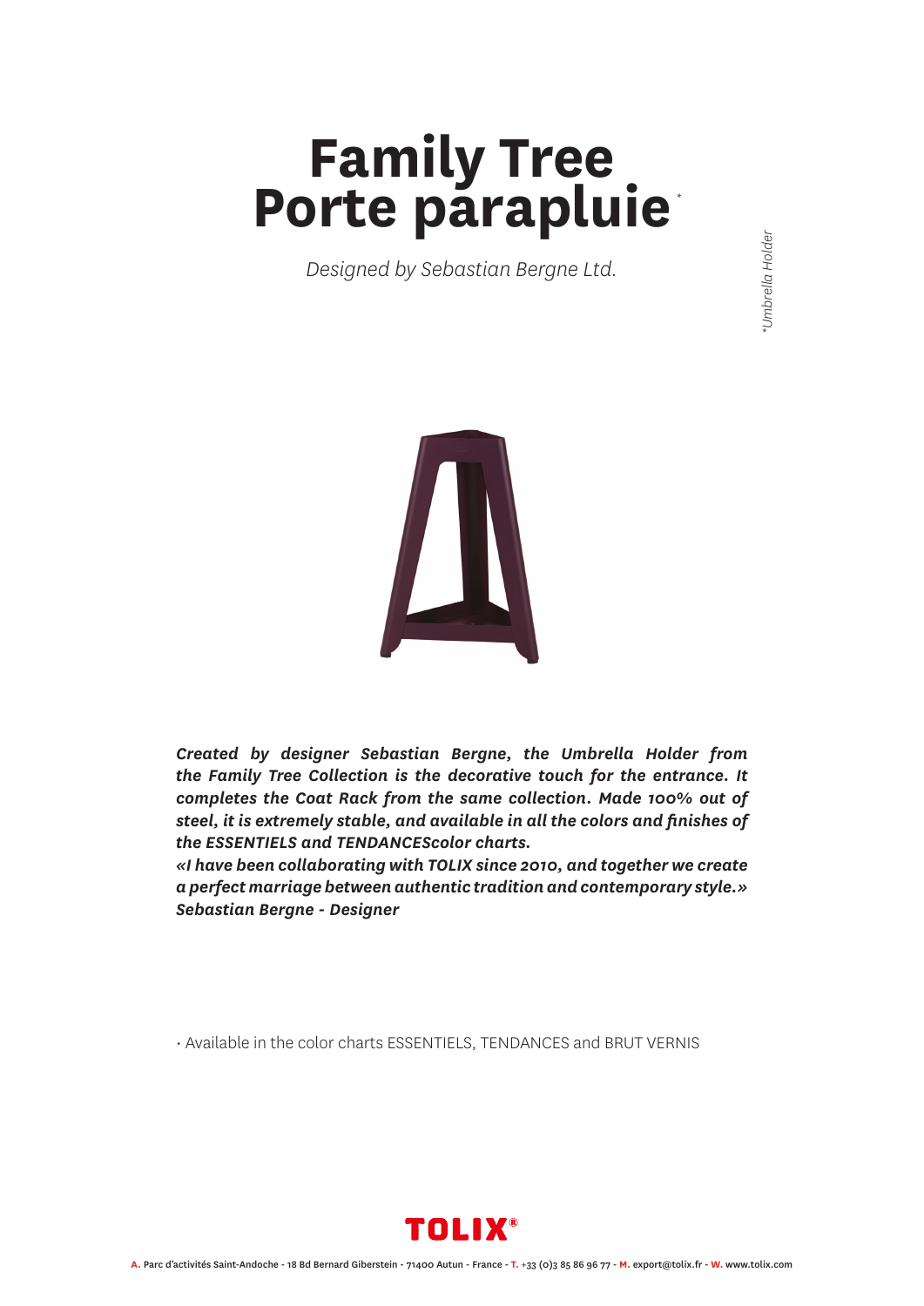# Family Tree
# Porte parapluie*

*Designed by Sebastian Bergne Ltd.*

**\*Umbrella Holder**

***Created by designer Sebastian Bergne, the Umbrella Holder from the Family Tree Collection is the decorative touch for the entrance. It completes the Coat Rack from the same collection. Made 100% out of steel, it is extremely stable, and available in all the colors and finishes of the ESSENTIELS and TENDANCEScolor charts.***
***«I have been collaborating with TOLIX since 2010, and together we create a perfect marriage between authentic tradition and contemporary style.»***
***Sebastian Bergne - Designer***

- Available in the color charts ESSENTIELS, TENDANCES and BRUT VERNIS

**TOLIX®**

**A.** Parc d'activités Saint-Andoche - 18 Bd Bernard Giberstein - 71400 Autun - France - **T.** +33 (0)3 85 86 96 77 - **M.** export@tolix.fr - **W.** www.tolix.com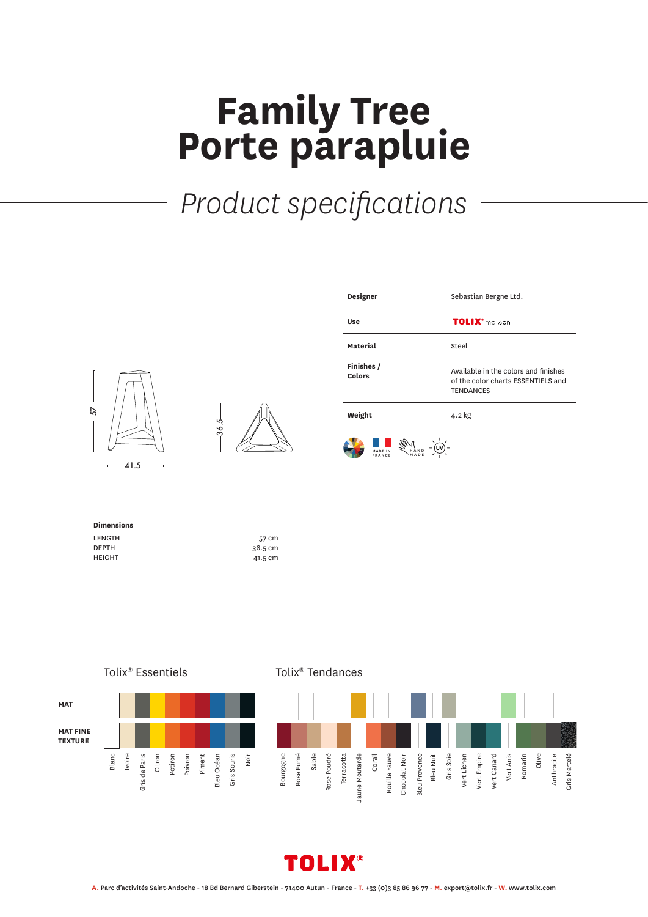# Family Tree
# Porte parapluie

## *Product specifications*

57

41.5

36.5

| | |
|---|---|
| **Designer** | Sebastian Bergne Ltd. |
| **Use** | TOLIX® maison |
| **Material** | Steel |
| **Finishes / Colors** | Available in the colors and finishes of the color charts ESSENTIELS and TENDANCES |
| **Weight** | 4.2 kg |

MADE IN FRANCE

HAND MADE

UV

**Dimensions**

| | |
|---|---|
| LENGTH | 57 cm |
| DEPTH | 36.5 cm |
| HEIGHT | 41.5 cm |

Tolix® Essentiels

Tolix® Tendances

MAT

MAT FINE TEXTURE

Blanc, Ivoire, Gris de Paris, Citron, Potiron, Poivron, Piment, Bleu Océan, Gris Souris, Noir

Bourgogne, Rose Fumé, Sable, Rose Poudré, Terracotta, Jaune Moutarde, Corail, Rouille Fauve, Chocolat Noir, Bleu Provence, Bleu Nuit, Gris Soie, Vert Lichen, Vert Empire, Vert Canard, Vert Anis, Romarin, Olive, Anthracite, Gris Martelé

TOLIX®

**A.** Parc d'activités Saint-Andoche - 18 Bd Bernard Giberstein - 71400 Autun - France - **T.** +33 (0)3 85 86 96 77 - **M.** export@tolix.fr - **W.** www.tolix.com